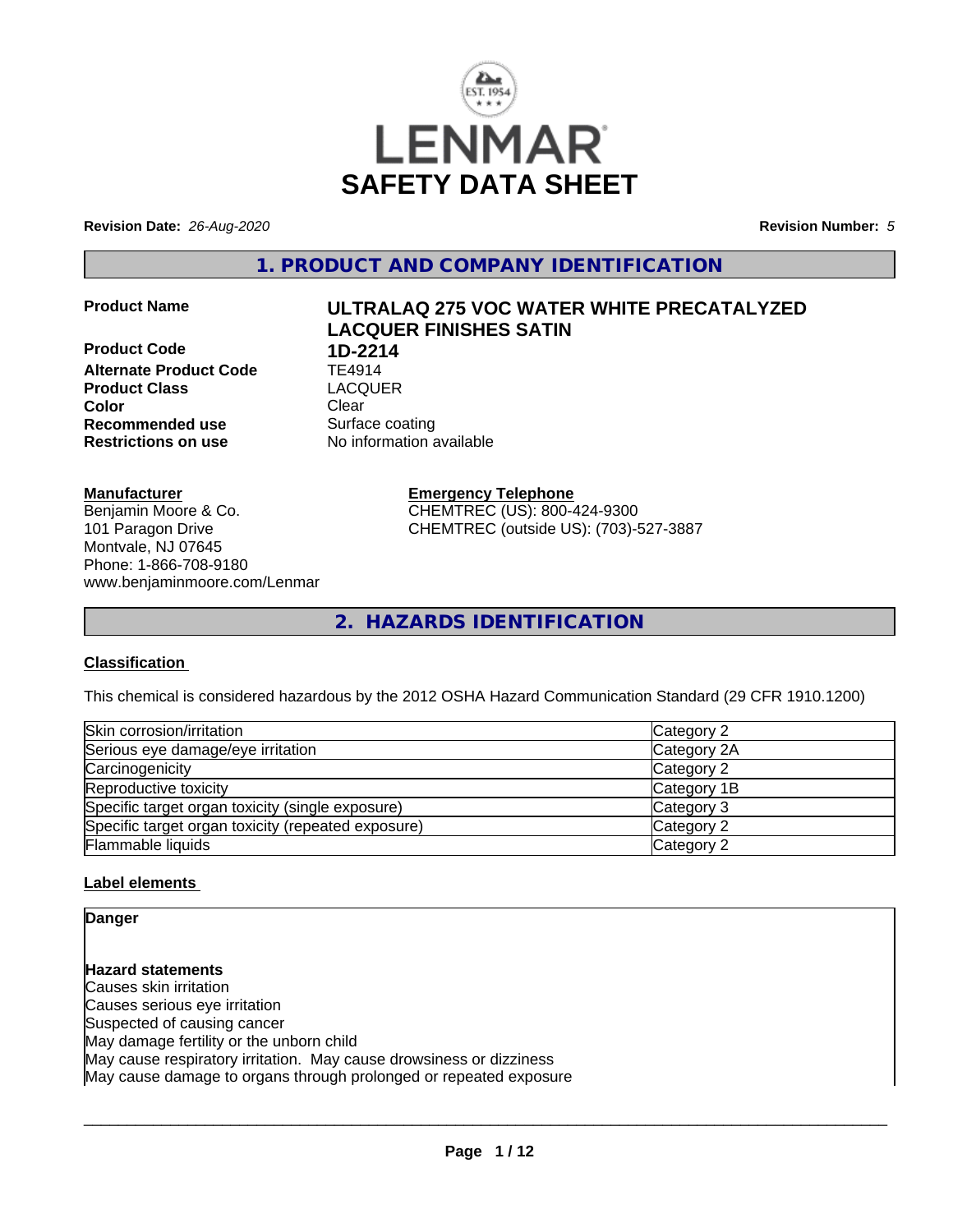# SAFETY DATA SHEET

**Revision Date:** *26-Aug-2020* **Revision Number:** *5*

## 1. PRODUCT AND COMPANY IDENTIFICATION

**Product Name** **ULTRALAQ 275 VOC WATER WHITE PRECATALYZED LACQUER FINISHES SATIN**

**Product Code** **1D-2214**

**Alternate Product Code** TE4914

**Product Class** LACQUER

**Color** Clear

**Recommended use** Surface coating

**Restrictions on use** No information available

**Manufacturer**
Benjamin Moore & Co.
101 Paragon Drive
Montvale, NJ 07645
Phone: 1-866-708-9180
www.benjaminmoore.com/Lenmar

**Emergency Telephone**
CHEMTREC (US): 800-424-9300
CHEMTREC (outside US): (703)-527-3887

## 2. HAZARDS IDENTIFICATION

### Classification

This chemical is considered hazardous by the 2012 OSHA Hazard Communication Standard (29 CFR 1910.1200)

| | |
|---|---|
| Skin corrosion/irritation | Category 2 |
| Serious eye damage/eye irritation | Category 2A |
| Carcinogenicity | Category 2 |
| Reproductive toxicity | Category 1B |
| Specific target organ toxicity (single exposure) | Category 3 |
| Specific target organ toxicity (repeated exposure) | Category 2 |
| Flammable liquids | Category 2 |

### Label elements

**Danger**

**Hazard statements**
Causes skin irritation
Causes serious eye irritation
Suspected of causing cancer
May damage fertility or the unborn child
May cause respiratory irritation. May cause drowsiness or dizziness
May cause damage to organs through prolonged or repeated exposure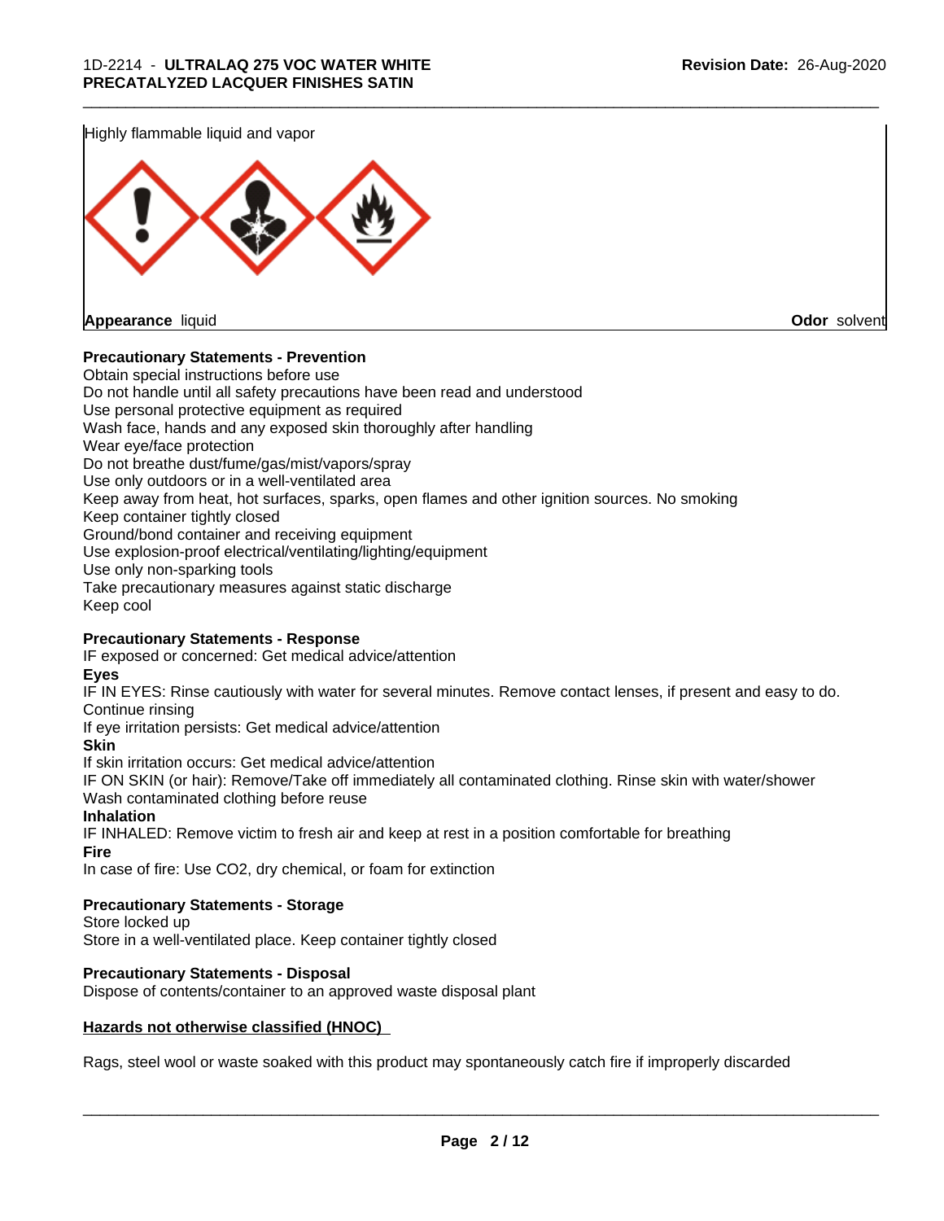Highly flammable liquid and vapor

**Appearance** liquid **Odor** solvent

**Precautionary Statements - Prevention**

Obtain special instructions before use
Do not handle until all safety precautions have been read and understood
Use personal protective equipment as required
Wash face, hands and any exposed skin thoroughly after handling
Wear eye/face protection
Do not breathe dust/fume/gas/mist/vapors/spray
Use only outdoors or in a well-ventilated area
Keep away from heat, hot surfaces, sparks, open flames and other ignition sources. No smoking
Keep container tightly closed
Ground/bond container and receiving equipment
Use explosion-proof electrical/ventilating/lighting/equipment
Use only non-sparking tools
Take precautionary measures against static discharge
Keep cool

**Precautionary Statements - Response**

IF exposed or concerned: Get medical advice/attention

**Eyes**

IF IN EYES: Rinse cautiously with water for several minutes. Remove contact lenses, if present and easy to do. Continue rinsing
If eye irritation persists: Get medical advice/attention

**Skin**

If skin irritation occurs: Get medical advice/attention
IF ON SKIN (or hair): Remove/Take off immediately all contaminated clothing. Rinse skin with water/shower
Wash contaminated clothing before reuse

**Inhalation**

IF INHALED: Remove victim to fresh air and keep at rest in a position comfortable for breathing

**Fire**

In case of fire: Use CO2, dry chemical, or foam for extinction

**Precautionary Statements - Storage**

Store locked up
Store in a well-ventilated place. Keep container tightly closed

**Precautionary Statements - Disposal**

Dispose of contents/container to an approved waste disposal plant

**Hazards not otherwise classified (HNOC)**

Rags, steel wool or waste soaked with this product may spontaneously catch fire if improperly discarded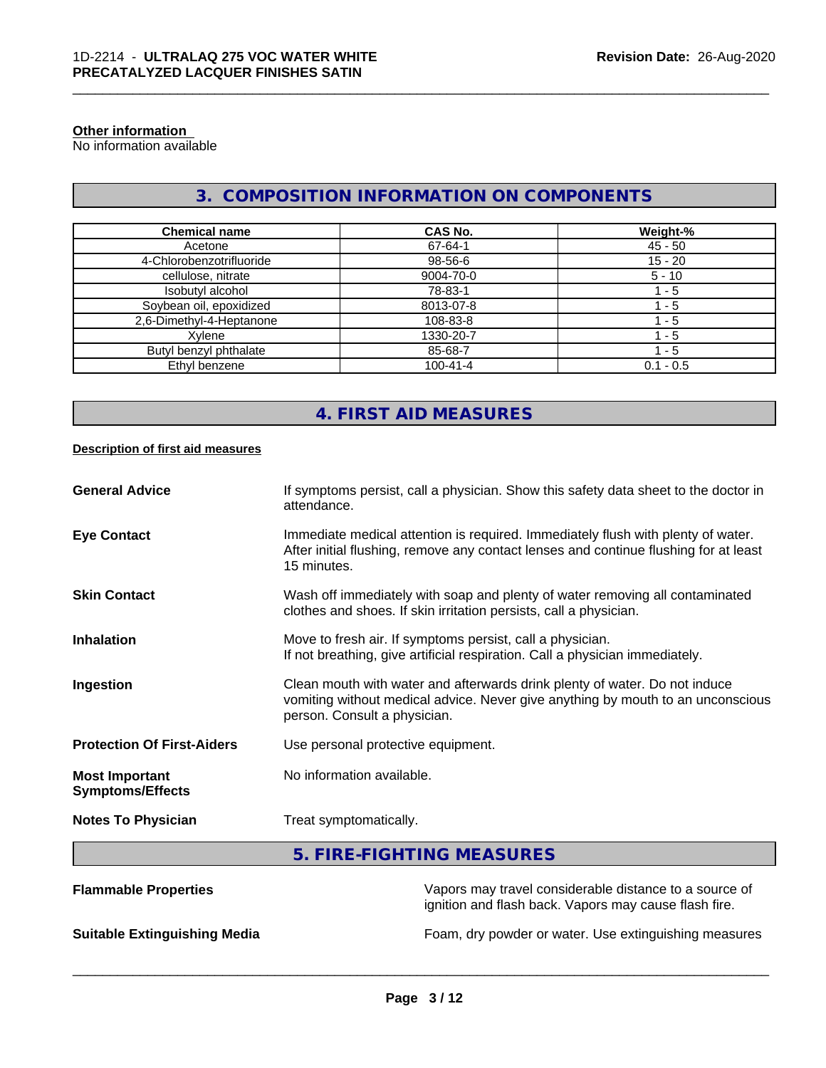**Other information**
No information available

## 3. COMPOSITION INFORMATION ON COMPONENTS

| Chemical name | CAS No. | Weight-% |
|---|---|---|
| Acetone | 67-64-1 | 45 - 50 |
| 4-Chlorobenzotrifluoride | 98-56-6 | 15 - 20 |
| cellulose, nitrate | 9004-70-0 | 5 - 10 |
| Isobutyl alcohol | 78-83-1 | 1 - 5 |
| Soybean oil, epoxidized | 8013-07-8 | 1 - 5 |
| 2,6-Dimethyl-4-Heptanone | 108-83-8 | 1 - 5 |
| Xylene | 1330-20-7 | 1 - 5 |
| Butyl benzyl phthalate | 85-68-7 | 1 - 5 |
| Ethyl benzene | 100-41-4 | 0.1 - 0.5 |

## 4. FIRST AID MEASURES

**Description of first aid measures**

**General Advice** — If symptoms persist, call a physician. Show this safety data sheet to the doctor in attendance.

**Eye Contact** — Immediate medical attention is required. Immediately flush with plenty of water. After initial flushing, remove any contact lenses and continue flushing for at least 15 minutes.

**Skin Contact** — Wash off immediately with soap and plenty of water removing all contaminated clothes and shoes. If skin irritation persists, call a physician.

**Inhalation** — Move to fresh air. If symptoms persist, call a physician.
If not breathing, give artificial respiration. Call a physician immediately.

**Ingestion** — Clean mouth with water and afterwards drink plenty of water. Do not induce vomiting without medical advice. Never give anything by mouth to an unconscious person. Consult a physician.

**Protection Of First-Aiders** — Use personal protective equipment.

**Most Important Symptoms/Effects** — No information available.

**Notes To Physician** — Treat symptomatically.

## 5. FIRE-FIGHTING MEASURES

**Flammable Properties** — Vapors may travel considerable distance to a source of ignition and flash back. Vapors may cause flash fire.

**Suitable Extinguishing Media** — Foam, dry powder or water. Use extinguishing measures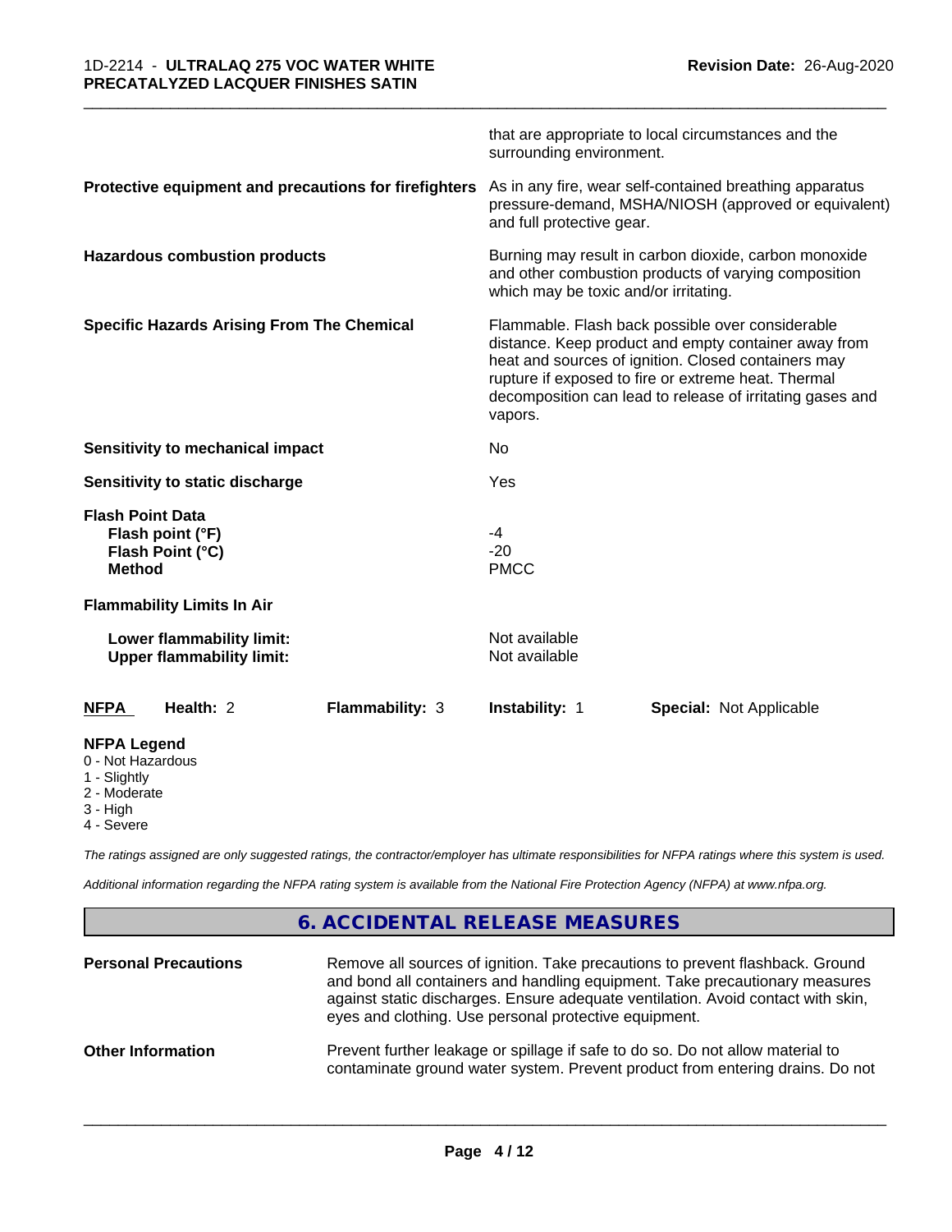| | |
|---|---|
| | that are appropriate to local circumstances and the surrounding environment. |
| **Protective equipment and precautions for firefighters** | As in any fire, wear self-contained breathing apparatus pressure-demand, MSHA/NIOSH (approved or equivalent) and full protective gear. |
| **Hazardous combustion products** | Burning may result in carbon dioxide, carbon monoxide and other combustion products of varying composition which may be toxic and/or irritating. |
| **Specific Hazards Arising From The Chemical** | Flammable. Flash back possible over considerable distance. Keep product and empty container away from heat and sources of ignition. Closed containers may rupture if exposed to fire or extreme heat. Thermal decomposition can lead to release of irritating gases and vapors. |
| **Sensitivity to mechanical impact** | No |
| **Sensitivity to static discharge** | Yes |

**Flash Point Data**

| | |
|---|---|
| **Flash point (°F)** | -4 |
| **Flash Point (°C)** | -20 |
| **Method** | PMCC |

**Flammability Limits In Air**

| | |
|---|---|
| **Lower flammability limit:** | Not available |
| **Upper flammability limit:** | Not available |

| **NFPA** | **Health:** 2 | **Flammability:** 3 | **Instability:** 1 | **Special:** Not Applicable |
|---|---|---|---|---|

**NFPA Legend**
- 0 - Not Hazardous
- 1 - Slightly
- 2 - Moderate
- 3 - High
- 4 - Severe

*The ratings assigned are only suggested ratings, the contractor/employer has ultimate responsibilities for NFPA ratings where this system is used.*

*Additional information regarding the NFPA rating system is available from the National Fire Protection Agency (NFPA) at www.nfpa.org.*

## 6. ACCIDENTAL RELEASE MEASURES

| | |
|---|---|
| **Personal Precautions** | Remove all sources of ignition. Take precautions to prevent flashback. Ground and bond all containers and handling equipment. Take precautionary measures against static discharges. Ensure adequate ventilation. Avoid contact with skin, eyes and clothing. Use personal protective equipment. |
| **Other Information** | Prevent further leakage or spillage if safe to do so. Do not allow material to contaminate ground water system. Prevent product from entering drains. Do not |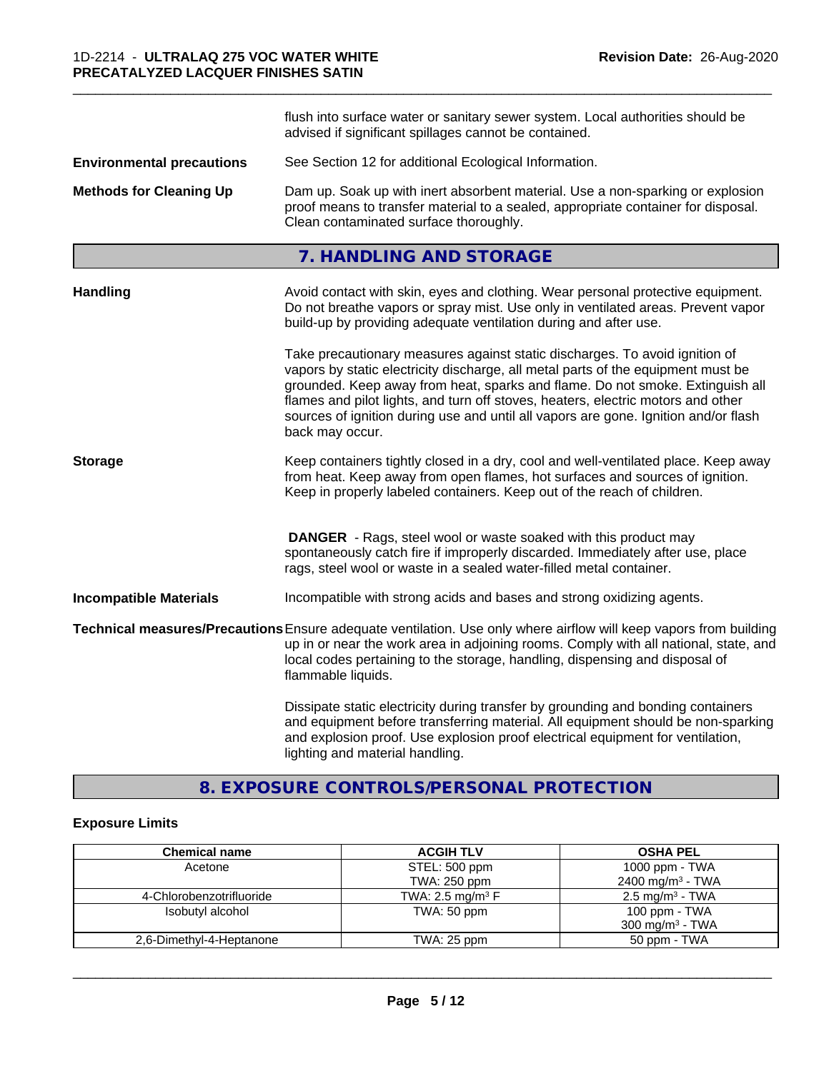flush into surface water or sanitary sewer system. Local authorities should be advised if significant spillages cannot be contained.

**Environmental precautions** See Section 12 for additional Ecological Information.

**Methods for Cleaning Up** Dam up. Soak up with inert absorbent material. Use a non-sparking or explosion proof means to transfer material to a sealed, appropriate container for disposal. Clean contaminated surface thoroughly.

## 7. HANDLING AND STORAGE

**Handling** Avoid contact with skin, eyes and clothing. Wear personal protective equipment. Do not breathe vapors or spray mist. Use only in ventilated areas. Prevent vapor build-up by providing adequate ventilation during and after use.

Take precautionary measures against static discharges. To avoid ignition of vapors by static electricity discharge, all metal parts of the equipment must be grounded. Keep away from heat, sparks and flame. Do not smoke. Extinguish all flames and pilot lights, and turn off stoves, heaters, electric motors and other sources of ignition during use and until all vapors are gone. Ignition and/or flash back may occur.

**Storage** Keep containers tightly closed in a dry, cool and well-ventilated place. Keep away from heat. Keep away from open flames, hot surfaces and sources of ignition. Keep in properly labeled containers. Keep out of the reach of children.

**DANGER** - Rags, steel wool or waste soaked with this product may spontaneously catch fire if improperly discarded. Immediately after use, place rags, steel wool or waste in a sealed water-filled metal container.

**Incompatible Materials** Incompatible with strong acids and bases and strong oxidizing agents.

**Technical measures/Precautions** Ensure adequate ventilation. Use only where airflow will keep vapors from building up in or near the work area in adjoining rooms. Comply with all national, state, and local codes pertaining to the storage, handling, dispensing and disposal of flammable liquids.

Dissipate static electricity during transfer by grounding and bonding containers and equipment before transferring material. All equipment should be non-sparking and explosion proof. Use explosion proof electrical equipment for ventilation, lighting and material handling.

## 8. EXPOSURE CONTROLS/PERSONAL PROTECTION

### Exposure Limits

| Chemical name | ACGIH TLV | OSHA PEL |
|---|---|---|
| Acetone | STEL: 500 ppm<br>TWA: 250 ppm | 1000 ppm - TWA<br>2400 mg/m³ - TWA |
| 4-Chlorobenzotrifluoride | TWA: 2.5 mg/m³ F | 2.5 mg/m³ - TWA |
| Isobutyl alcohol | TWA: 50 ppm | 100 ppm - TWA<br>300 mg/m³ - TWA |
| 2,6-Dimethyl-4-Heptanone | TWA: 25 ppm | 50 ppm - TWA |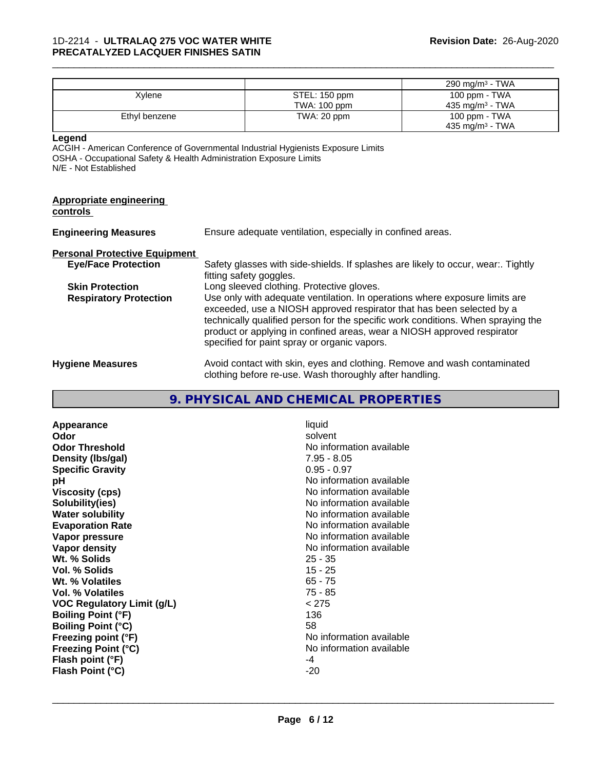| | | 290 mg/m³ - TWA |
|---|---|---|
| Xylene | STEL: 150 ppm<br>TWA: 100 ppm | 100 ppm - TWA<br>435 mg/m³ - TWA |
| Ethyl benzene | TWA: 20 ppm | 100 ppm - TWA<br>435 mg/m³ - TWA |

**Legend**

ACGIH - American Conference of Governmental Industrial Hygienists Exposure Limits
OSHA - Occupational Safety & Health Administration Exposure Limits
N/E - Not Established

**Appropriate engineering controls**

**Engineering Measures** Ensure adequate ventilation, especially in confined areas.

**Personal Protective Equipment**

**Eye/Face Protection** Safety glasses with side-shields. If splashes are likely to occur, wear:. Tightly fitting safety goggles.

**Skin Protection** Long sleeved clothing. Protective gloves.

**Respiratory Protection** Use only with adequate ventilation. In operations where exposure limits are exceeded, use a NIOSH approved respirator that has been selected by a technically qualified person for the specific work conditions. When spraying the product or applying in confined areas, wear a NIOSH approved respirator specified for paint spray or organic vapors.

**Hygiene Measures** Avoid contact with skin, eyes and clothing. Remove and wash contaminated clothing before re-use. Wash thoroughly after handling.

## 9. PHYSICAL AND CHEMICAL PROPERTIES

| | |
|---|---|
| **Appearance** | liquid |
| **Odor** | solvent |
| **Odor Threshold** | No information available |
| **Density (lbs/gal)** | 7.95 - 8.05 |
| **Specific Gravity** | 0.95 - 0.97 |
| **pH** | No information available |
| **Viscosity (cps)** | No information available |
| **Solubility(ies)** | No information available |
| **Water solubility** | No information available |
| **Evaporation Rate** | No information available |
| **Vapor pressure** | No information available |
| **Vapor density** | No information available |
| **Wt. % Solids** | 25 - 35 |
| **Vol. % Solids** | 15 - 25 |
| **Wt. % Volatiles** | 65 - 75 |
| **Vol. % Volatiles** | 75 - 85 |
| **VOC Regulatory Limit (g/L)** | < 275 |
| **Boiling Point (°F)** | 136 |
| **Boiling Point (°C)** | 58 |
| **Freezing point (°F)** | No information available |
| **Freezing Point (°C)** | No information available |
| **Flash point (°F)** | -4 |
| **Flash Point (°C)** | -20 |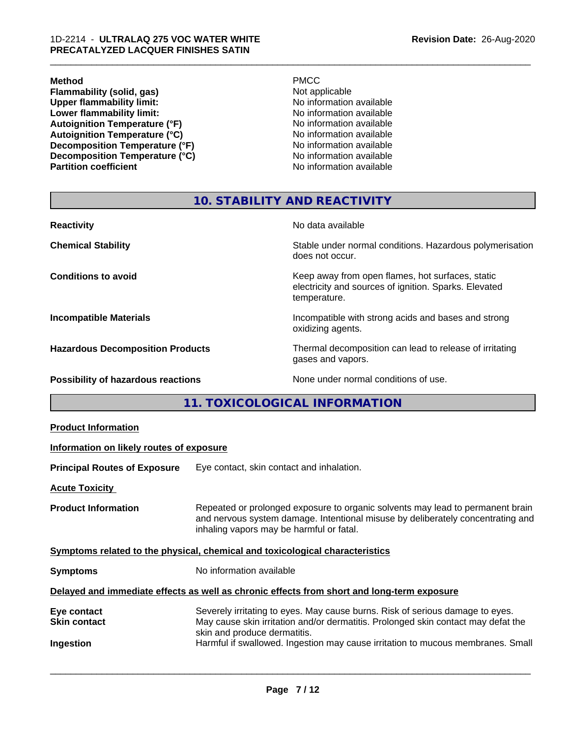| | |
|---|---|
| **Method** | PMCC |
| **Flammability (solid, gas)** | Not applicable |
| **Upper flammability limit:** | No information available |
| **Lower flammability limit:** | No information available |
| **Autoignition Temperature (°F)** | No information available |
| **Autoignition Temperature (°C)** | No information available |
| **Decomposition Temperature (°F)** | No information available |
| **Decomposition Temperature (°C)** | No information available |
| **Partition coefficient** | No information available |

## 10. STABILITY AND REACTIVITY

| | |
|---|---|
| **Reactivity** | No data available |
| **Chemical Stability** | Stable under normal conditions. Hazardous polymerisation does not occur. |
| **Conditions to avoid** | Keep away from open flames, hot surfaces, static electricity and sources of ignition. Sparks. Elevated temperature. |
| **Incompatible Materials** | Incompatible with strong acids and bases and strong oxidizing agents. |
| **Hazardous Decomposition Products** | Thermal decomposition can lead to release of irritating gases and vapors. |
| **Possibility of hazardous reactions** | None under normal conditions of use. |

## 11. TOXICOLOGICAL INFORMATION

**Product Information**

**Information on likely routes of exposure**

**Principal Routes of Exposure** Eye contact, skin contact and inhalation.

**Acute Toxicity**

**Product Information** Repeated or prolonged exposure to organic solvents may lead to permanent brain and nervous system damage. Intentional misuse by deliberately concentrating and inhaling vapors may be harmful or fatal.

**Symptoms related to the physical, chemical and toxicological characteristics**

**Symptoms** No information available

**Delayed and immediate effects as well as chronic effects from short and long-term exposure**

| | |
|---|---|
| **Eye contact** | Severely irritating to eyes. May cause burns. Risk of serious damage to eyes. |
| **Skin contact** | May cause skin irritation and/or dermatitis. Prolonged skin contact may defat the skin and produce dermatitis. |
| **Ingestion** | Harmful if swallowed. Ingestion may cause irritation to mucous membranes. Small |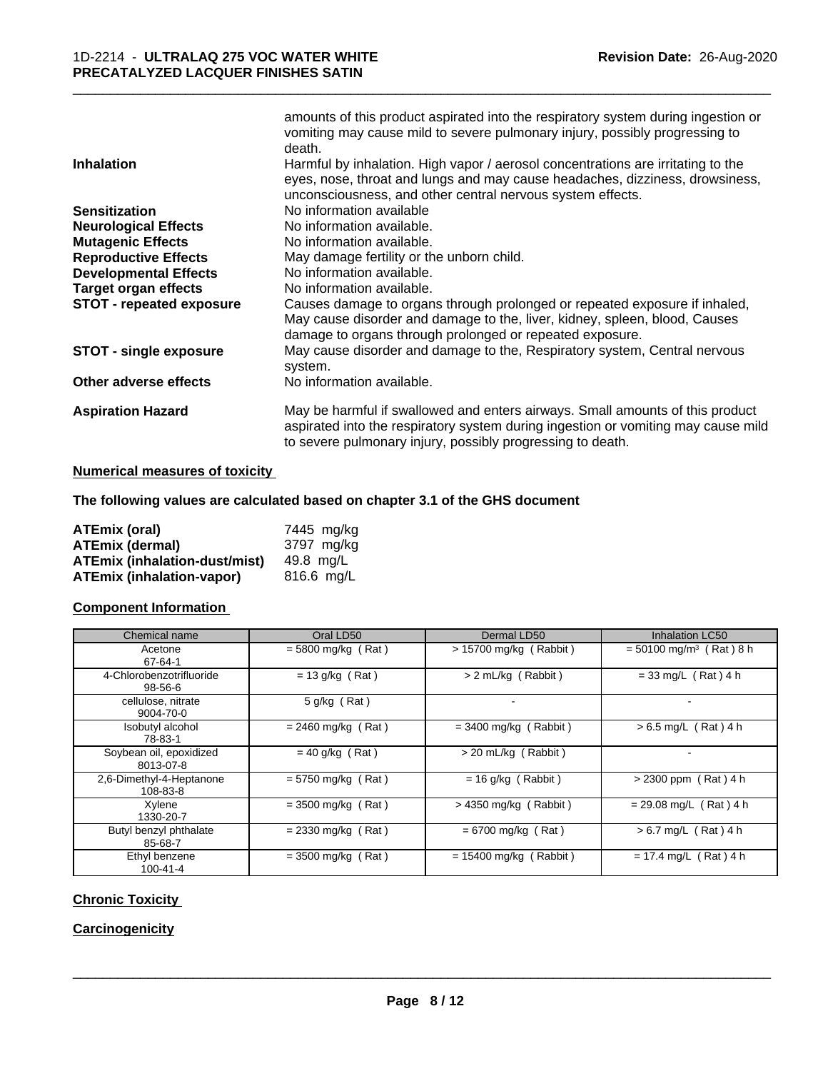amounts of this product aspirated into the respiratory system during ingestion or vomiting may cause mild to severe pulmonary injury, possibly progressing to death.

| | |
|---|---|
| **Inhalation** | Harmful by inhalation. High vapor / aerosol concentrations are irritating to the eyes, nose, throat and lungs and may cause headaches, dizziness, drowsiness, unconsciousness, and other central nervous system effects. |
| **Sensitization** | No information available |
| **Neurological Effects** | No information available. |
| **Mutagenic Effects** | No information available. |
| **Reproductive Effects** | May damage fertility or the unborn child. |
| **Developmental Effects** | No information available. |
| **Target organ effects** | No information available. |
| **STOT - repeated exposure** | Causes damage to organs through prolonged or repeated exposure if inhaled, May cause disorder and damage to the, liver, kidney, spleen, blood, Causes damage to organs through prolonged or repeated exposure. |
| **STOT - single exposure** | May cause disorder and damage to the, Respiratory system, Central nervous system. |
| **Other adverse effects** | No information available. |
| **Aspiration Hazard** | May be harmful if swallowed and enters airways. Small amounts of this product aspirated into the respiratory system during ingestion or vomiting may cause mild to severe pulmonary injury, possibly progressing to death. |

**Numerical measures of toxicity**

**The following values are calculated based on chapter 3.1 of the GHS document**

| | |
|---|---|
| **ATEmix (oral)** | 7445 mg/kg |
| **ATEmix (dermal)** | 3797 mg/kg |
| **ATEmix (inhalation-dust/mist)** | 49.8 mg/L |
| **ATEmix (inhalation-vapor)** | 816.6 mg/L |

**Component Information**

| Chemical name | Oral LD50 | Dermal LD50 | Inhalation LC50 |
|---|---|---|---|
| Acetone<br>67-64-1 | = 5800 mg/kg ( Rat ) | > 15700 mg/kg ( Rabbit ) | = 50100 mg/m³ ( Rat ) 8 h |
| 4-Chlorobenzotrifluoride<br>98-56-6 | = 13 g/kg ( Rat ) | > 2 mL/kg ( Rabbit ) | = 33 mg/L ( Rat ) 4 h |
| cellulose, nitrate<br>9004-70-0 | 5 g/kg ( Rat ) | - | - |
| Isobutyl alcohol<br>78-83-1 | = 2460 mg/kg ( Rat ) | = 3400 mg/kg ( Rabbit ) | > 6.5 mg/L ( Rat ) 4 h |
| Soybean oil, epoxidized<br>8013-07-8 | = 40 g/kg ( Rat ) | > 20 mL/kg ( Rabbit ) | - |
| 2,6-Dimethyl-4-Heptanone<br>108-83-8 | = 5750 mg/kg ( Rat ) | = 16 g/kg ( Rabbit ) | > 2300 ppm ( Rat ) 4 h |
| Xylene<br>1330-20-7 | = 3500 mg/kg ( Rat ) | > 4350 mg/kg ( Rabbit ) | = 29.08 mg/L ( Rat ) 4 h |
| Butyl benzyl phthalate<br>85-68-7 | = 2330 mg/kg ( Rat ) | = 6700 mg/kg ( Rat ) | > 6.7 mg/L ( Rat ) 4 h |
| Ethyl benzene<br>100-41-4 | = 3500 mg/kg ( Rat ) | = 15400 mg/kg ( Rabbit ) | = 17.4 mg/L ( Rat ) 4 h |

**Chronic Toxicity**

**Carcinogenicity**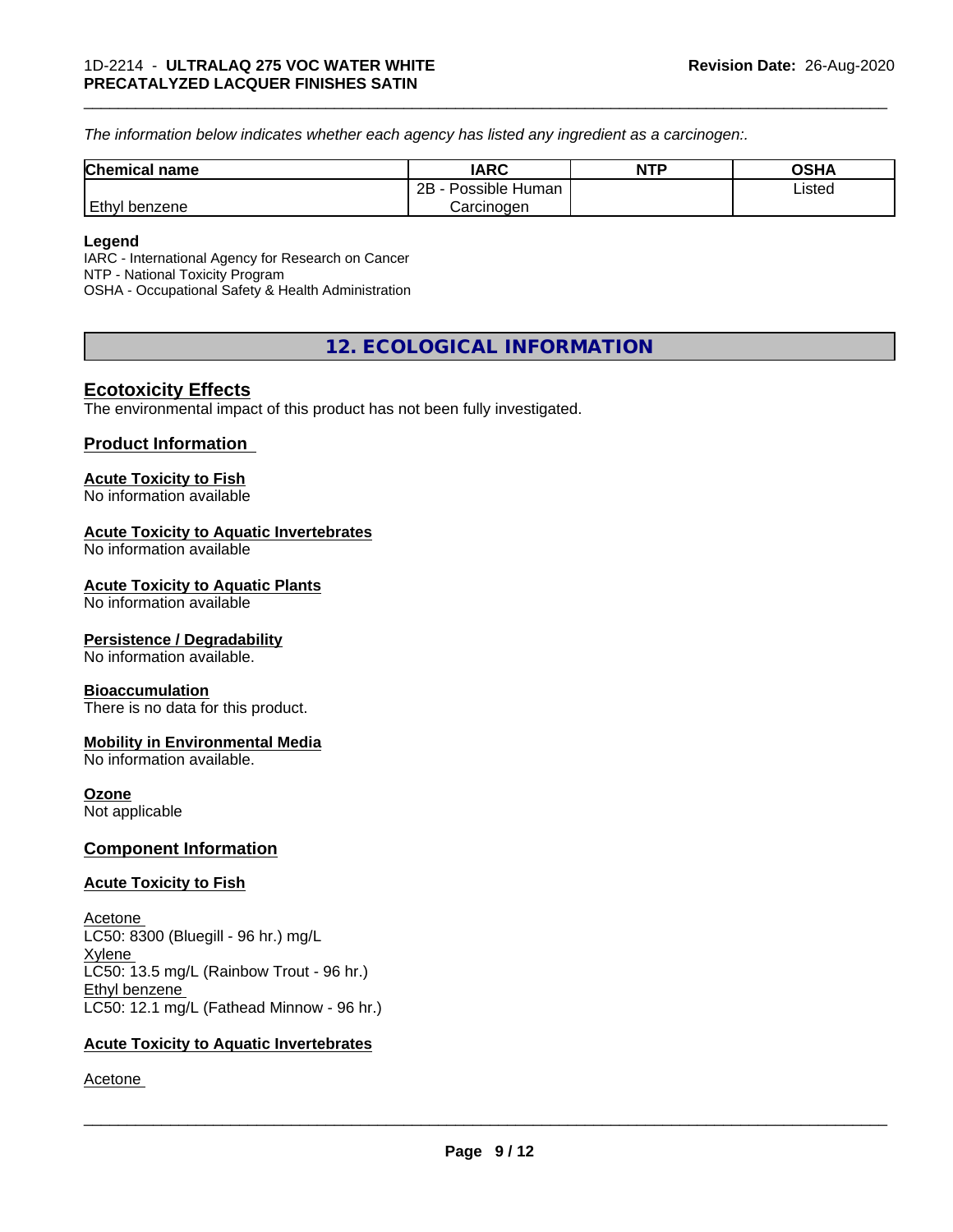*The information below indicates whether each agency has listed any ingredient as a carcinogen:.*

| Chemical name | IARC | NTP | OSHA |
|---|---|---|---|
| Ethyl benzene | 2B - Possible Human Carcinogen | | Listed |

**Legend**
IARC - International Agency for Research on Cancer
NTP - National Toxicity Program
OSHA - Occupational Safety & Health Administration

## 12. ECOLOGICAL INFORMATION

### Ecotoxicity Effects
The environmental impact of this product has not been fully investigated.

### Product Information

**Acute Toxicity to Fish**
No information available

**Acute Toxicity to Aquatic Invertebrates**
No information available

**Acute Toxicity to Aquatic Plants**
No information available

**Persistence / Degradability**
No information available.

**Bioaccumulation**
There is no data for this product.

**Mobility in Environmental Media**
No information available.

**Ozone**
Not applicable

### Component Information

**Acute Toxicity to Fish**

Acetone
LC50: 8300 (Bluegill - 96 hr.) mg/L
Xylene
LC50: 13.5 mg/L (Rainbow Trout - 96 hr.)
Ethyl benzene
LC50: 12.1 mg/L (Fathead Minnow - 96 hr.)

**Acute Toxicity to Aquatic Invertebrates**

Acetone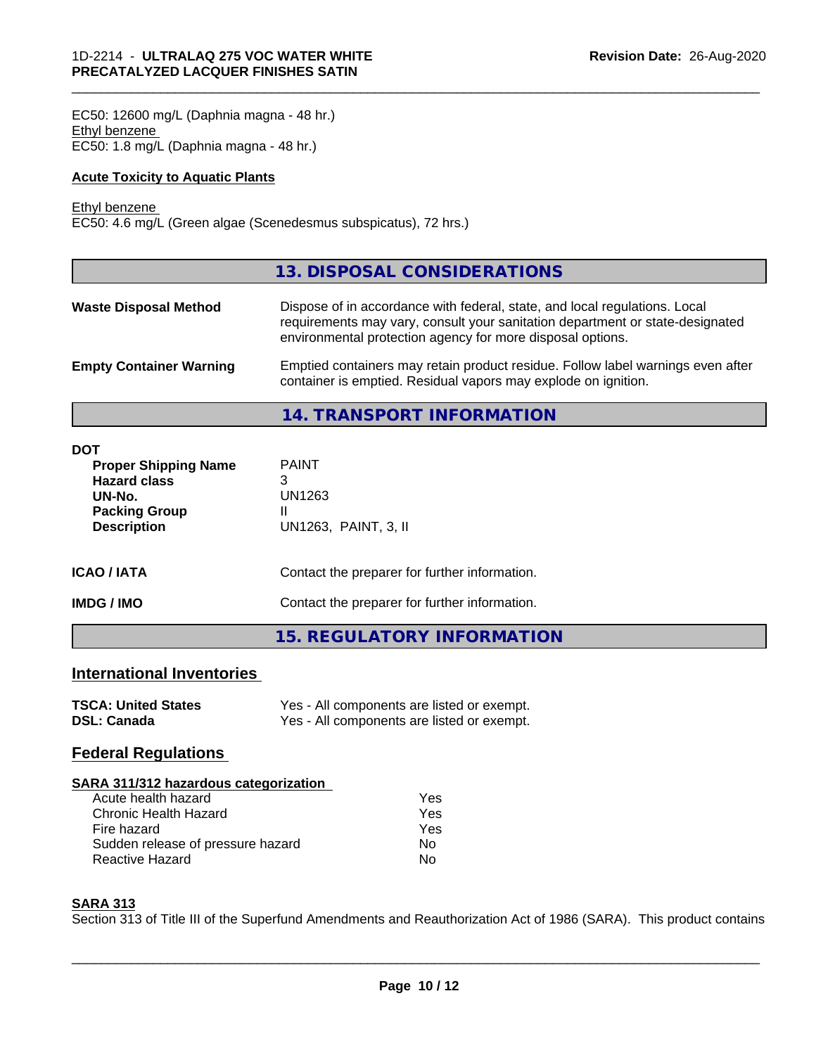EC50: 12600 mg/L (Daphnia magna - 48 hr.)
Ethyl benzene
EC50: 1.8 mg/L (Daphnia magna - 48 hr.)

**Acute Toxicity to Aquatic Plants**

Ethyl benzene
EC50: 4.6 mg/L (Green algae (Scenedesmus subspicatus), 72 hrs.)

## 13. DISPOSAL CONSIDERATIONS

| | |
|---|---|
| **Waste Disposal Method** | Dispose of in accordance with federal, state, and local regulations. Local requirements may vary, consult your sanitation department or state-designated environmental protection agency for more disposal options. |
| **Empty Container Warning** | Emptied containers may retain product residue. Follow label warnings even after container is emptied. Residual vapors may explode on ignition. |

## 14. TRANSPORT INFORMATION

**DOT**

| | |
|---|---|
| **Proper Shipping Name** | PAINT |
| **Hazard class** | 3 |
| **UN-No.** | UN1263 |
| **Packing Group** | II |
| **Description** | UN1263, PAINT, 3, II |

| | |
|---|---|
| **ICAO / IATA** | Contact the preparer for further information. |
| **IMDG / IMO** | Contact the preparer for further information. |

## 15. REGULATORY INFORMATION

### International Inventories

| | |
|---|---|
| **TSCA: United States** | Yes - All components are listed or exempt. |
| **DSL: Canada** | Yes - All components are listed or exempt. |

### Federal Regulations

**SARA 311/312 hazardous categorization**

| | |
|---|---|
| Acute health hazard | Yes |
| Chronic Health Hazard | Yes |
| Fire hazard | Yes |
| Sudden release of pressure hazard | No |
| Reactive Hazard | No |

**SARA 313**

Section 313 of Title III of the Superfund Amendments and Reauthorization Act of 1986 (SARA). This product contains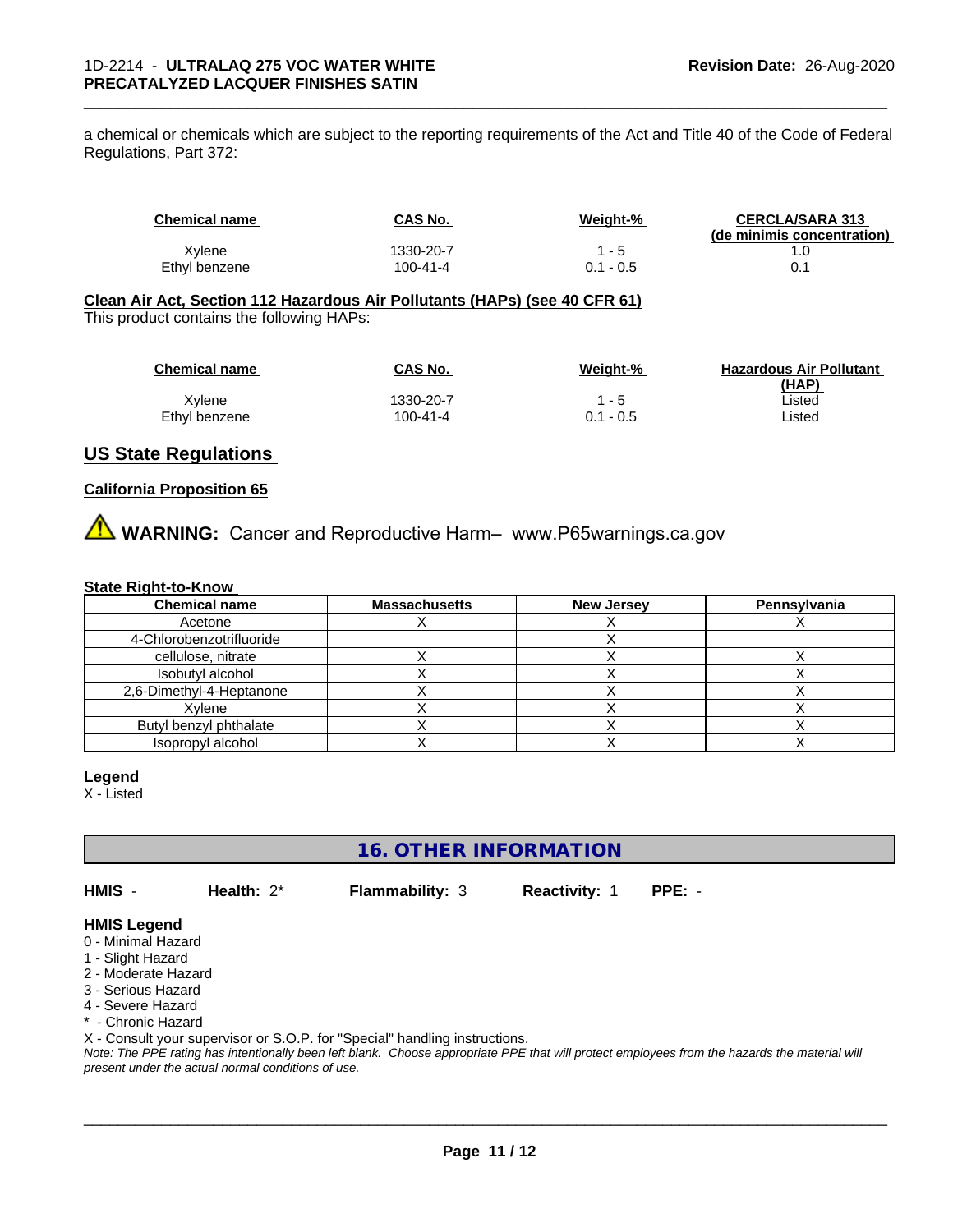a chemical or chemicals which are subject to the reporting requirements of the Act and Title 40 of the Code of Federal Regulations, Part 372:

| Chemical name | CAS No. | Weight-% | CERCLA/SARA 313 (de minimis concentration) |
|---|---|---|---|
| Xylene | 1330-20-7 | 1 - 5 | 1.0 |
| Ethyl benzene | 100-41-4 | 0.1 - 0.5 | 0.1 |

**Clean Air Act, Section 112 Hazardous Air Pollutants (HAPs) (see 40 CFR 61)**

This product contains the following HAPs:

| Chemical name | CAS No. | Weight-% | Hazardous Air Pollutant (HAP) |
|---|---|---|---|
| Xylene | 1330-20-7 | 1 - 5 | Listed |
| Ethyl benzene | 100-41-4 | 0.1 - 0.5 | Listed |

## US State Regulations

**California Proposition 65**

⚠ **WARNING:** Cancer and Reproductive Harm– www.P65warnings.ca.gov

**State Right-to-Know**

| Chemical name | Massachusetts | New Jersey | Pennsylvania |
|---|---|---|---|
| Acetone | X | X | X |
| 4-Chlorobenzotrifluoride | | X | |
| cellulose, nitrate | X | X | X |
| Isobutyl alcohol | X | X | X |
| 2,6-Dimethyl-4-Heptanone | X | X | X |
| Xylene | X | X | X |
| Butyl benzyl phthalate | X | X | X |
| Isopropyl alcohol | X | X | X |

**Legend**

X - Listed

## 16. OTHER INFORMATION

**HMIS** - **Health:** 2* **Flammability:** 3 **Reactivity:** 1 **PPE:** -

**HMIS Legend**

0 - Minimal Hazard
1 - Slight Hazard
2 - Moderate Hazard
3 - Serious Hazard
4 - Severe Hazard
* - Chronic Hazard
X - Consult your supervisor or S.O.P. for "Special" handling instructions.

*Note: The PPE rating has intentionally been left blank. Choose appropriate PPE that will protect employees from the hazards the material will present under the actual normal conditions of use.*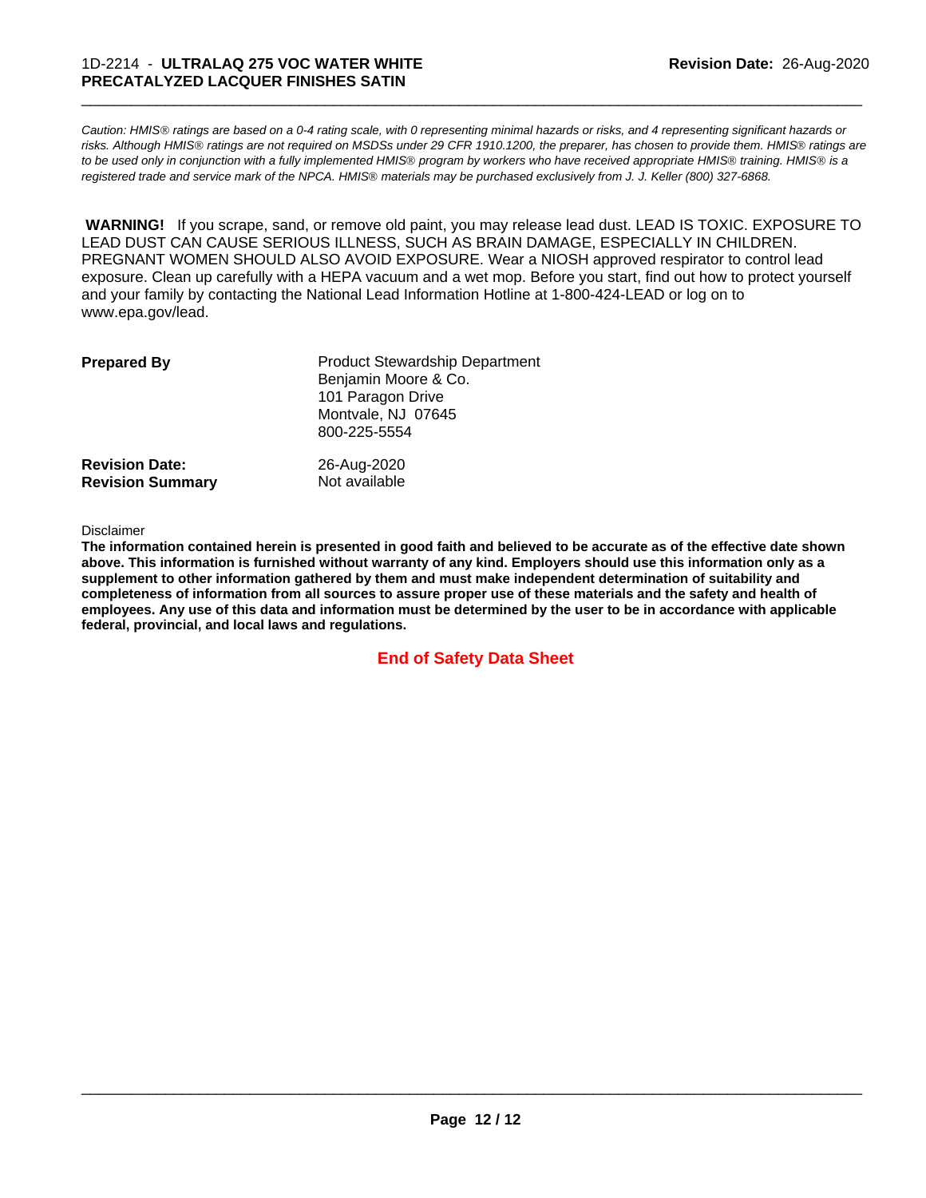*Caution: HMIS® ratings are based on a 0-4 rating scale, with 0 representing minimal hazards or risks, and 4 representing significant hazards or risks. Although HMIS® ratings are not required on MSDSs under 29 CFR 1910.1200, the preparer, has chosen to provide them. HMIS® ratings are to be used only in conjunction with a fully implemented HMIS® program by workers who have received appropriate HMIS® training. HMIS® is a registered trade and service mark of the NPCA. HMIS® materials may be purchased exclusively from J. J. Keller (800) 327-6868.*

**WARNING!** If you scrape, sand, or remove old paint, you may release lead dust. LEAD IS TOXIC. EXPOSURE TO LEAD DUST CAN CAUSE SERIOUS ILLNESS, SUCH AS BRAIN DAMAGE, ESPECIALLY IN CHILDREN. PREGNANT WOMEN SHOULD ALSO AVOID EXPOSURE. Wear a NIOSH approved respirator to control lead exposure. Clean up carefully with a HEPA vacuum and a wet mop. Before you start, find out how to protect yourself and your family by contacting the National Lead Information Hotline at 1-800-424-LEAD or log on to www.epa.gov/lead.

**Prepared By**
Product Stewardship Department
Benjamin Moore & Co.
101 Paragon Drive
Montvale, NJ 07645
800-225-5554

**Revision Date:** 26-Aug-2020
**Revision Summary** Not available

Disclaimer

**The information contained herein is presented in good faith and believed to be accurate as of the effective date shown above. This information is furnished without warranty of any kind. Employers should use this information only as a supplement to other information gathered by them and must make independent determination of suitability and completeness of information from all sources to assure proper use of these materials and the safety and health of employees. Any use of this data and information must be determined by the user to be in accordance with applicable federal, provincial, and local laws and regulations.**

**End of Safety Data Sheet**